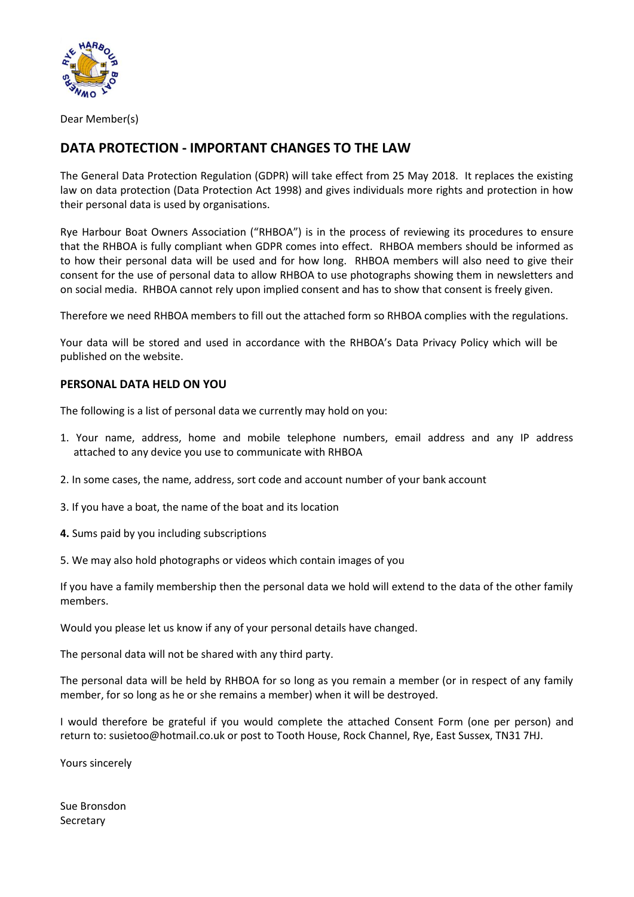Dear Member(s)

## DATA PROTECTION - IMPORTANT CHANGES TO THE LAW

The General Data Protection Regulation (GDPR) will take effect from 25 May 2018. It replaces the existing law on data protection (Data Protection Act 1998) and gives individuals more rights and protection in how their personal data is used by organisations.

Rye Harbour Boat Owners Association ("RHBOA") is in the process of reviewing its procedures to ensure that the RHBOA is fully compliant when GDPR comes into effect. RHBOA members should be informed as to how their personal data will be used and for how long. RHBOA members will also need to give their consent for the use of personal data to allow RHBOA to use photographs showing them in newsletters and on social media. RHBOA cannot rely upon implied consent and has to show that consent is freely given.

Therefore we need RHBOA members to fill out the attached form so RHBOA complies with the regulations.

Your data will be stored and used in accordance with the RHBOA's Data Privacy Policy which will be published on the website.

### PERSONAL DATA HELD ON YOU

The following is a list of personal data we currently may hold on you:

1. Your name, address, home and mobile telephone numbers, email address and any IP address attached to any device you use to communicate with RHBOA

2. In some cases, the name, address, sort code and account number of your bank account

3. If you have a boat, the name of the boat and its location

**4.** Sums paid by you including subscriptions

5. We may also hold photographs or videos which contain images of you

If you have a family membership then the personal data we hold will extend to the data of the other family members.

Would you please let us know if any of your personal details have changed.

The personal data will not be shared with any third party.

The personal data will be held by RHBOA for so long as you remain a member (or in respect of any family member, for so long as he or she remains a member) when it will be destroyed.

I would therefore be grateful if you would complete the attached Consent Form (one per person) and return to: susietoo@hotmail.co.uk or post to Tooth House, Rock Channel, Rye, East Sussex, TN31 7HJ.

Yours sincerely

Sue Bronsdon
Secretary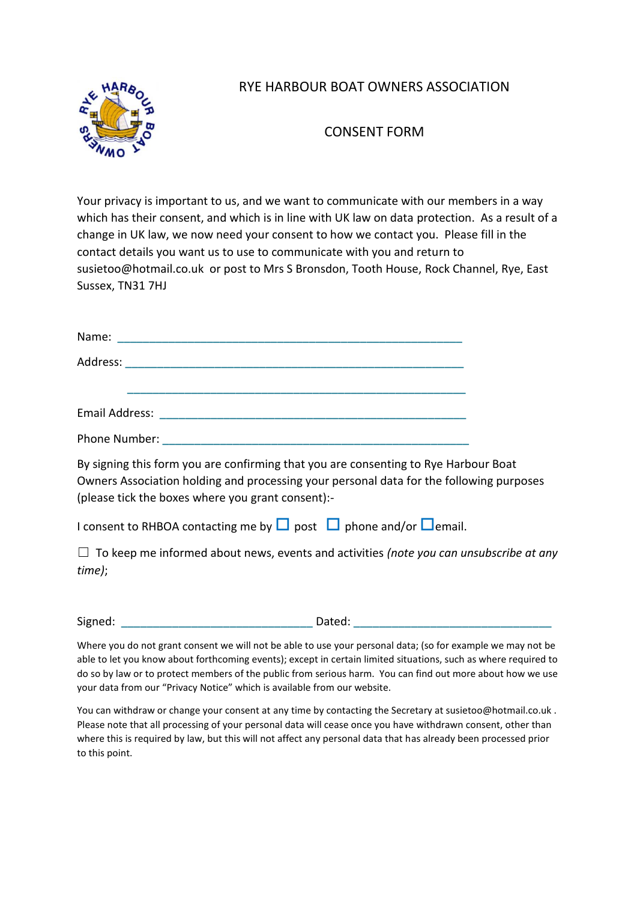# RYE HARBOUR BOAT OWNERS ASSOCIATION

## CONSENT FORM

Your privacy is important to us, and we want to communicate with our members in a way which has their consent, and which is in line with UK law on data protection. As a result of a change in UK law, we now need your consent to how we contact you. Please fill in the contact details you want us to use to communicate with you and return to susietoo@hotmail.co.uk or post to Mrs S Bronsdon, Tooth House, Rock Channel, Rye, East Sussex, TN31 7HJ

Name: ____________________________________________________

Address: __________________________________________________

____________________________________________________

Email Address: ______________________________________________

Phone Number: ______________________________________________

By signing this form you are confirming that you are consenting to Rye Harbour Boat Owners Association holding and processing your personal data for the following purposes (please tick the boxes where you grant consent):-

I consent to RHBOA contacting me by ☐ post ☐ phone and/or ☐ email.

☐ To keep me informed about news, events and activities *(note you can unsubscribe at any time)*;

Signed: ______________________________ Dated: ______________________________

Where you do not grant consent we will not be able to use your personal data; (so for example we may not be able to let you know about forthcoming events); except in certain limited situations, such as where required to do so by law or to protect members of the public from serious harm. You can find out more about how we use your data from our "Privacy Notice" which is available from our website.

You can withdraw or change your consent at any time by contacting the Secretary at susietoo@hotmail.co.uk . Please note that all processing of your personal data will cease once you have withdrawn consent, other than where this is required by law, but this will not affect any personal data that has already been processed prior to this point.